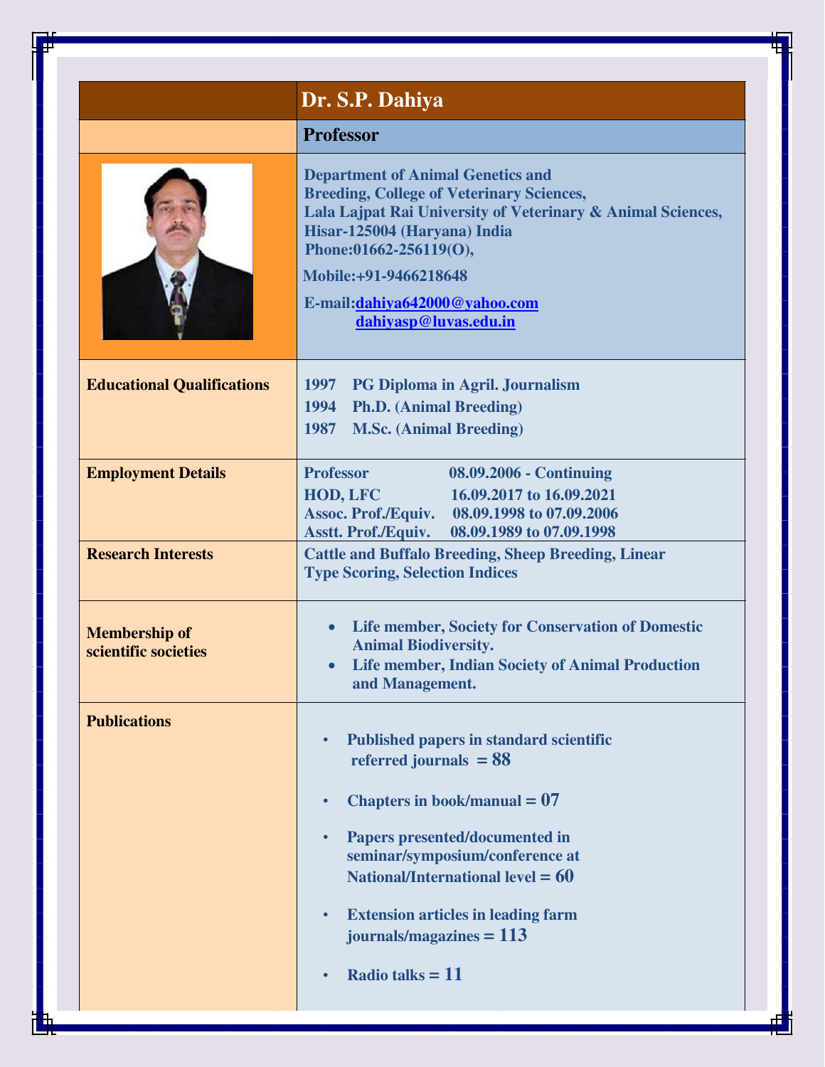| | Dr. S.P. Dahiya |
|---|---|
| | **Professor** |
| | Department of Animal Genetics and Breeding, College of Veterinary Sciences, Lala Lajpat Rai University of Veterinary & Animal Sciences, Hisar-125004 (Haryana) India<br>Phone:01662-256119(O),<br>Mobile:+91-9466218648<br>E-mail:dahiya642000@yahoo.com<br>dahiyasp@luvas.edu.in |
| **Educational Qualifications** | 1997 PG Diploma in Agril. Journalism<br>1994 Ph.D. (Animal Breeding)<br>1987 M.Sc. (Animal Breeding) |
| **Employment Details** | Professor 08.09.2006 - Continuing<br>HOD, LFC 16.09.2017 to 16.09.2021<br>Assoc. Prof./Equiv. 08.09.1998 to 07.09.2006<br>Asstt. Prof./Equiv. 08.09.1989 to 07.09.1998 |
| **Research Interests** | Cattle and Buffalo Breeding, Sheep Breeding, Linear Type Scoring, Selection Indices |
| **Membership of scientific societies** | • Life member, Society for Conservation of Domestic Animal Biodiversity.<br>• Life member, Indian Society of Animal Production and Management. |
| **Publications** | • Published papers in standard scientific referred journals = 88<br>• Chapters in book/manual = 07<br>• Papers presented/documented in seminar/symposium/conference at National/International level = 60<br>• Extension articles in leading farm journals/magazines = 113<br>• Radio talks = 11 |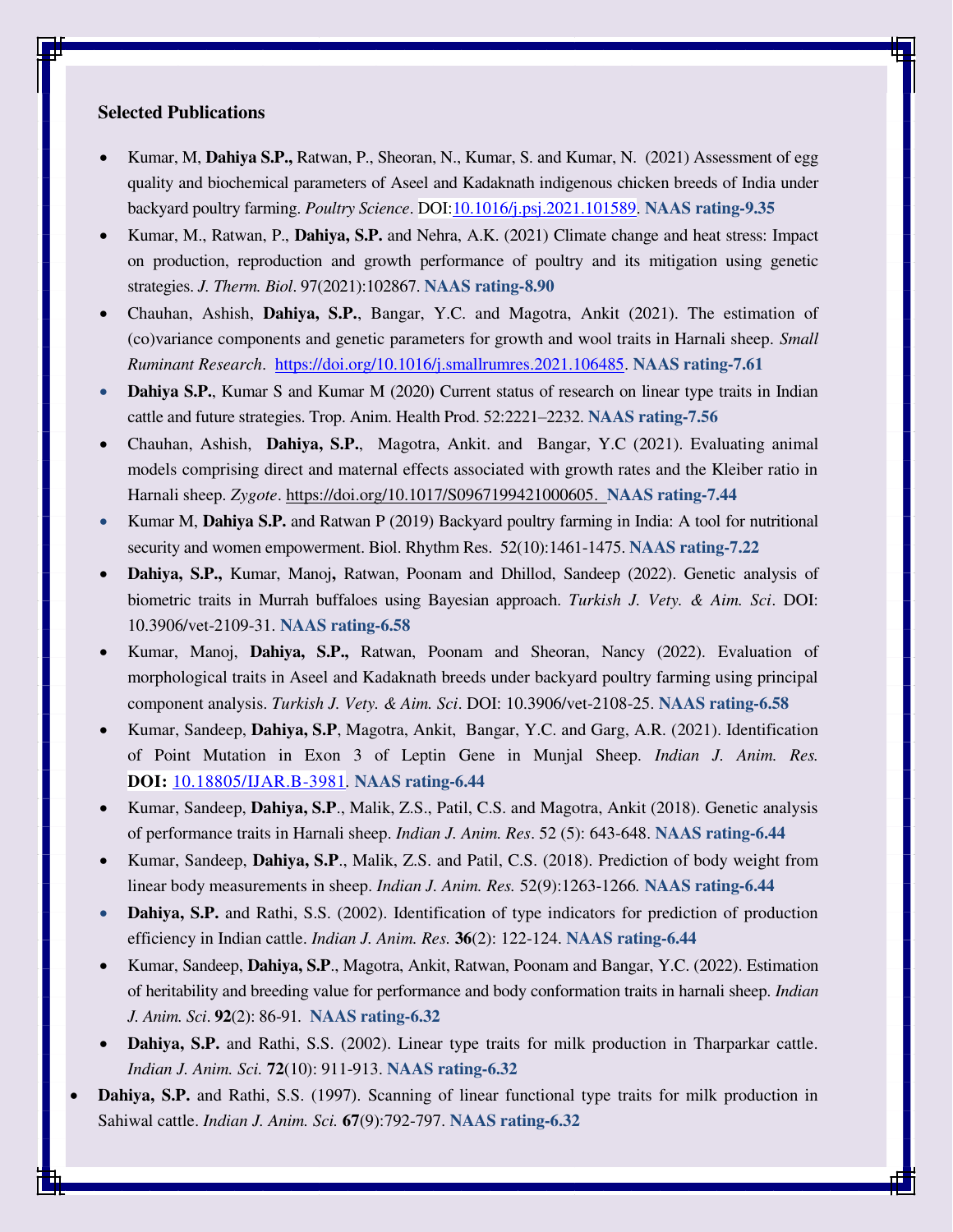**Selected Publications**

- Kumar, M, **Dahiya S.P.,** Ratwan, P., Sheoran, N., Kumar, S. and Kumar, N. (2021) Assessment of egg quality and biochemical parameters of Aseel and Kadaknath indigenous chicken breeds of India under backyard poultry farming. *Poultry Science*. DOI:10.1016/j.psj.2021.101589. **NAAS rating-9.35**
- Kumar, M., Ratwan, P., **Dahiya, S.P.** and Nehra, A.K. (2021) Climate change and heat stress: Impact on production, reproduction and growth performance of poultry and its mitigation using genetic strategies. *J. Therm. Biol*. 97(2021):102867. **NAAS rating-8.90**
- Chauhan, Ashish, **Dahiya, S.P.**, Bangar, Y.C. and Magotra, Ankit (2021). The estimation of (co)variance components and genetic parameters for growth and wool traits in Harnali sheep. *Small Ruminant Research*. https://doi.org/10.1016/j.smallrumres.2021.106485. **NAAS rating-7.61**
- **Dahiya S.P.**, Kumar S and Kumar M (2020) Current status of research on linear type traits in Indian cattle and future strategies. Trop. Anim. Health Prod. 52:2221–2232. **NAAS rating-7.56**
- Chauhan, Ashish, **Dahiya, S.P.**, Magotra, Ankit. and Bangar, Y.C (2021). Evaluating animal models comprising direct and maternal effects associated with growth rates and the Kleiber ratio in Harnali sheep. *Zygote*. https://doi.org/10.1017/S0967199421000605. **NAAS rating-7.44**
- Kumar M, **Dahiya S.P.** and Ratwan P (2019) Backyard poultry farming in India: A tool for nutritional security and women empowerment. Biol. Rhythm Res. 52(10):1461-1475. **NAAS rating-7.22**
- **Dahiya, S.P.,** Kumar, Manoj**,** Ratwan, Poonam and Dhillod, Sandeep (2022). Genetic analysis of biometric traits in Murrah buffaloes using Bayesian approach. *Turkish J. Vety. & Aim. Sci*. DOI: 10.3906/vet-2109-31. **NAAS rating-6.58**
- Kumar, Manoj, **Dahiya, S.P.,** Ratwan, Poonam and Sheoran, Nancy (2022). Evaluation of morphological traits in Aseel and Kadaknath breeds under backyard poultry farming using principal component analysis. *Turkish J. Vety. & Aim. Sci*. DOI: 10.3906/vet-2108-25. **NAAS rating-6.58**
- Kumar, Sandeep, **Dahiya, S.P**, Magotra, Ankit, Bangar, Y.C. and Garg, A.R. (2021). Identification of Point Mutation in Exon 3 of Leptin Gene in Munjal Sheep. *Indian J. Anim. Res.* **DOI:** 10.18805/IJAR.B-3981. **NAAS rating-6.44**
- Kumar, Sandeep, **Dahiya, S.P**., Malik, Z.S., Patil, C.S. and Magotra, Ankit (2018). Genetic analysis of performance traits in Harnali sheep. *Indian J. Anim. Res*. 52 (5): 643-648. **NAAS rating-6.44**
- Kumar, Sandeep, **Dahiya, S.P**., Malik, Z.S. and Patil, C.S. (2018). Prediction of body weight from linear body measurements in sheep. *Indian J. Anim. Res.* 52(9):1263-1266. **NAAS rating-6.44**
- **Dahiya, S.P.** and Rathi, S.S. (2002). Identification of type indicators for prediction of production efficiency in Indian cattle. *Indian J. Anim. Res.* **36**(2): 122-124. **NAAS rating-6.44**
- Kumar, Sandeep, **Dahiya, S.P**., Magotra, Ankit, Ratwan, Poonam and Bangar, Y.C. (2022). Estimation of heritability and breeding value for performance and body conformation traits in harnali sheep. *Indian J. Anim. Sci*. **92**(2): 86-91. **NAAS rating-6.32**
- **Dahiya, S.P.** and Rathi, S.S. (2002). Linear type traits for milk production in Tharparkar cattle. *Indian J. Anim. Sci.* **72**(10): 911-913. **NAAS rating-6.32**
- **Dahiya, S.P.** and Rathi, S.S. (1997). Scanning of linear functional type traits for milk production in Sahiwal cattle. *Indian J. Anim. Sci.* **67**(9):792-797. **NAAS rating-6.32**